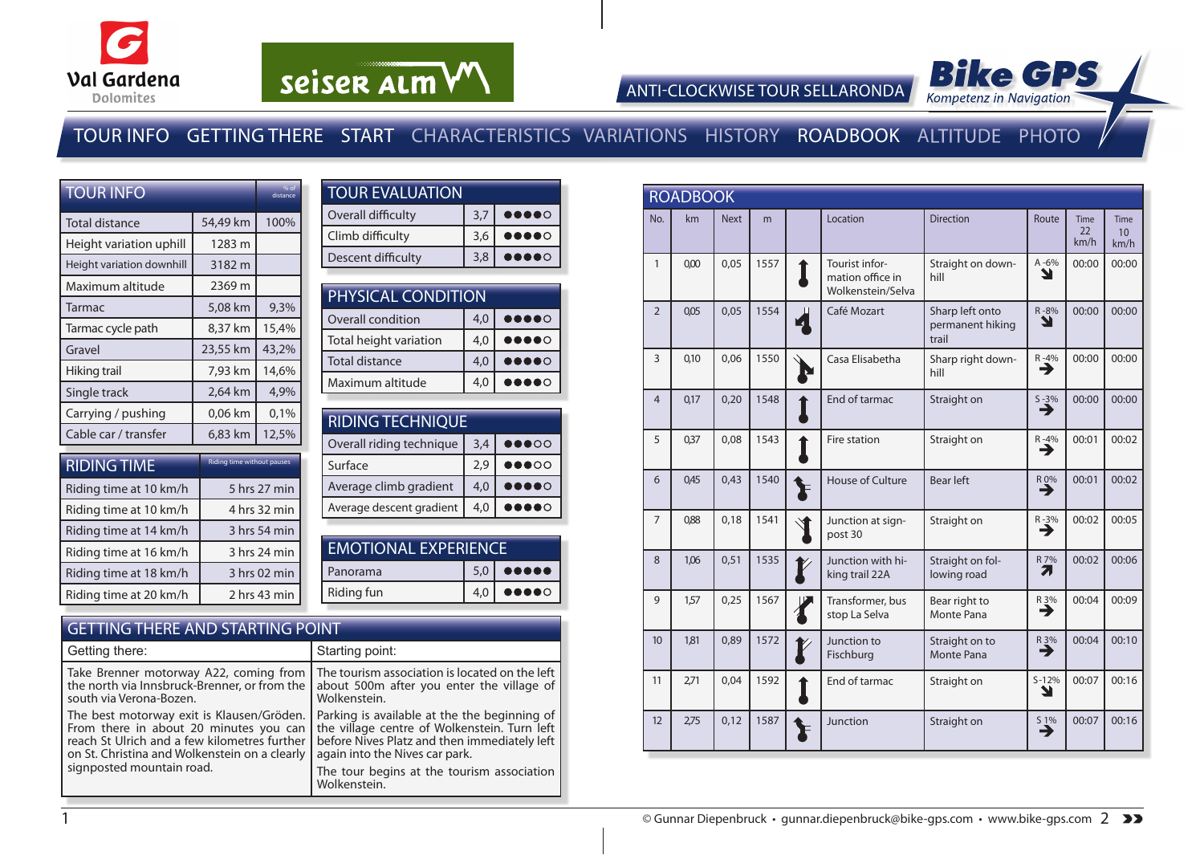Val Gardena Dolomites

seiser alm

# ANTI-CLOCKWISE TOUR SELLARONDA

Bike GPS — Kompetenz in Navigation

TOUR INFO GETTING THERE START CHARACTERISTICS VARIATIONS HISTORY ROADBOOK ALTITUDE PHOTO

## TOUR INFO

| TOUR INFO | | % of distance |
|---|---|---|
| Total distance | 54,49 km | 100% |
| Height variation uphill | 1283 m | |
| Height variation downhill | 3182 m | |
| Maximum altitude | 2369 m | |
| Tarmac | 5,08 km | 9,3% |
| Tarmac cycle path | 8,37 km | 15,4% |
| Gravel | 23,55 km | 43,2% |
| Hiking trail | 7,93 km | 14,6% |
| Single track | 2,64 km | 4,9% |
| Carrying / pushing | 0,06 km | 0,1% |
| Cable car / transfer | 6,83 km | 12,5% |

## RIDING TIME

| RIDING TIME | Riding time without pauses |
|---|---|
| Riding time at 10 km/h | 5 hrs 27 min |
| Riding time at 10 km/h | 4 hrs 32 min |
| Riding time at 14 km/h | 3 hrs 54 min |
| Riding time at 16 km/h | 3 hrs 24 min |
| Riding time at 18 km/h | 3 hrs 02 min |
| Riding time at 20 km/h | 2 hrs 43 min |

## TOUR EVALUATION

| TOUR EVALUATION | | |
|---|---|---|
| Overall difficulty | 3,7 | ●●●●○ |
| Climb difficulty | 3,6 | ●●●●○ |
| Descent difficulty | 3,8 | ●●●●○ |

## PHYSICAL CONDITION

| PHYSICAL CONDITION | | |
|---|---|---|
| Overall condition | 4,0 | ●●●●○ |
| Total height variation | 4,0 | ●●●●○ |
| Total distance | 4,0 | ●●●●○ |
| Maximum altitude | 4,0 | ●●●●○ |

## RIDING TECHNIQUE

| RIDING TECHNIQUE | | |
|---|---|---|
| Overall riding technique | 3,4 | ●●●○○ |
| Surface | 2,9 | ●●●○○ |
| Average climb gradient | 4,0 | ●●●●○ |
| Average descent gradient | 4,0 | ●●●●○ |

## EMOTIONAL EXPERIENCE

| EMOTIONAL EXPERIENCE | | |
|---|---|---|
| Panorama | 5,0 | ●●●●● |
| Riding fun | 4,0 | ●●●●○ |

## GETTING THERE AND STARTING POINT

**Getting there:**

Take Brenner motorway A22, coming from the north via Innsbruck-Brenner, or from the south via Verona-Bozen.

The best motorway exit is Klausen/Gröden. From there in about 20 minutes you can reach St Ulrich and a few kilometres further on St. Christina and Wolkenstein on a clearly signposted mountain road.

**Starting point:**

The tourism association is located on the left about 500m after you enter the village of Wolkenstein.

Parking is available at the the beginning of the village centre of Wolkenstein. Turn left before Nives Platz and then immediately left again into the Nives car park.

The tour begins at the tourism association Wolkenstein.

## ROADBOOK

| No. | km | Next | m | Location | Direction | Route | Time 22 km/h | Time 10 km/h |
|---|---|---|---|---|---|---|---|---|
| 1 | 0,00 | 0,05 | 1557 | Tourist information office in Wolkenstein/Selva | Straight on downhill | A -6% ↘ | 00:00 | 00:00 |
| 2 | 0,05 | 0,05 | 1554 | Café Mozart | Sharp left onto permanent hiking trail | R -8% ↘ | 00:00 | 00:00 |
| 3 | 0,10 | 0,06 | 1550 | Casa Elisabetha | Sharp right downhill | R -4% → | 00:00 | 00:00 |
| 4 | 0,17 | 0,20 | 1548 | End of tarmac | Straight on | S -3% → | 00:00 | 00:00 |
| 5 | 0,37 | 0,08 | 1543 | Fire station | Straight on | R -4% → | 00:01 | 00:02 |
| 6 | 0,45 | 0,43 | 1540 | House of Culture | Bear left | R 0% → | 00:01 | 00:02 |
| 7 | 0,88 | 0,18 | 1541 | Junction at signpost 30 | Straight on | R -3% → | 00:02 | 00:05 |
| 8 | 1,06 | 0,51 | 1535 | Junction with hiking trail 22A | Straight on following road | R 7% ↗ | 00:02 | 00:06 |
| 9 | 1,57 | 0,25 | 1567 | Transformer, bus stop La Selva | Bear right to Monte Pana | R 3% → | 00:04 | 00:09 |
| 10 | 1,81 | 0,89 | 1572 | Junction to Fischburg | Straight on to Monte Pana | R 3% → | 00:04 | 00:10 |
| 11 | 2,71 | 0,04 | 1592 | End of tarmac | Straight on | S -12% ↘ | 00:07 | 00:16 |
| 12 | 2,75 | 0,12 | 1587 | Junction | Straight on | S 1% → | 00:07 | 00:16 |

© Gunnar Diepenbruck • gunnar.diepenbruck@bike-gps.com • www.bike-gps.com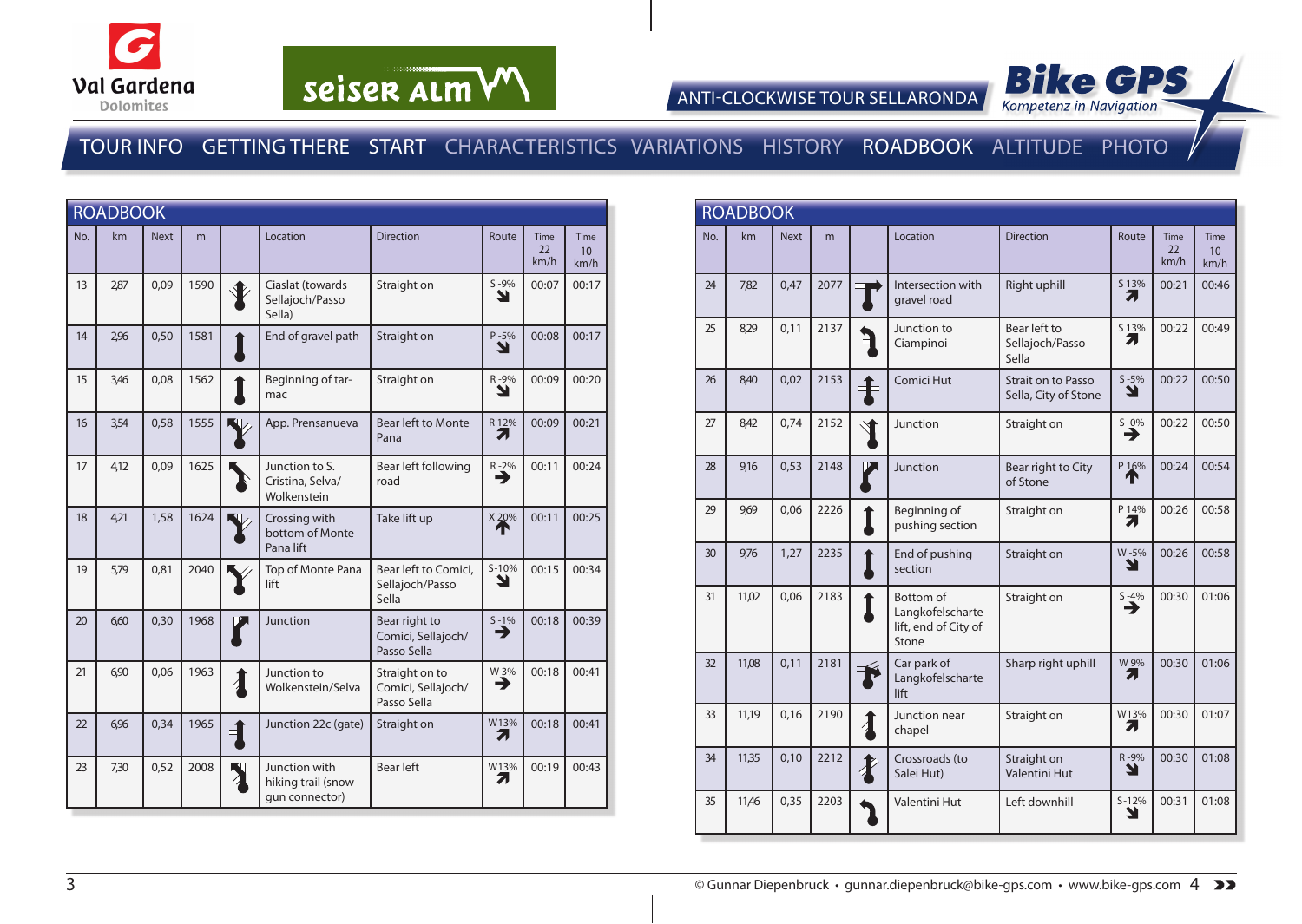ANTI-CLOCKWISE TOUR SELLARONDA

TOUR INFO GETTING THERE START CHARACTERISTICS VARIATIONS HISTORY ROADBOOK ALTITUDE PHOTO

## ROADBOOK

| No. | km | Next | m | | Location | Direction | Route | Time 22 km/h | Time 10 km/h |
|---|---|---|---|---|---|---|---|---|---|
| 13 | 2,87 | 0,09 | 1590 | | Ciaslat (towards Sellajoch/Passo Sella) | Straight on | S -9% | 00:07 | 00:17 |
| 14 | 2,96 | 0,50 | 1581 | | End of gravel path | Straight on | P -5% | 00:08 | 00:17 |
| 15 | 3,46 | 0,08 | 1562 | | Beginning of tar-mac | Straight on | R -9% | 00:09 | 00:20 |
| 16 | 3,54 | 0,58 | 1555 | | App. Prensanueva | Bear left to Monte Pana | R 12% | 00:09 | 00:21 |
| 17 | 4,12 | 0,09 | 1625 | | Junction to S. Cristina, Selva/ Wolkenstein | Bear left following road | R -2% | 00:11 | 00:24 |
| 18 | 4,21 | 1,58 | 1624 | | Crossing with bottom of Monte Pana lift | Take lift up | X 20% | 00:11 | 00:25 |
| 19 | 5,79 | 0,81 | 2040 | | Top of Monte Pana lift | Bear left to Comici, Sellajoch/Passo Sella | S -10% | 00:15 | 00:34 |
| 20 | 6,60 | 0,30 | 1968 | | Junction | Bear right to Comici, Sellajoch/ Passo Sella | S -1% | 00:18 | 00:39 |
| 21 | 6,90 | 0,06 | 1963 | | Junction to Wolkenstein/Selva | Straight on to Comici, Sellajoch/ Passo Sella | W 3% | 00:18 | 00:41 |
| 22 | 6,96 | 0,34 | 1965 | | Junction 22c (gate) | Straight on | W13% | 00:18 | 00:41 |
| 23 | 7,30 | 0,52 | 2008 | | Junction with hiking trail (snow gun connector) | Bear left | W13% | 00:19 | 00:43 |

## ROADBOOK

| No. | km | Next | m | | Location | Direction | Route | Time 22 km/h | Time 10 km/h |
|---|---|---|---|---|---|---|---|---|---|
| 24 | 7,82 | 0,47 | 2077 | | Intersection with gravel road | Right uphill | S 13% | 00:21 | 00:46 |
| 25 | 8,29 | 0,11 | 2137 | | Junction to Ciampinoi | Bear left to Sellajoch/Passo Sella | S 13% | 00:22 | 00:49 |
| 26 | 8,40 | 0,02 | 2153 | | Comici Hut | Strait on to Passo Sella, City of Stone | S -5% | 00:22 | 00:50 |
| 27 | 8,42 | 0,74 | 2152 | | Junction | Straight on | S -0% | 00:22 | 00:50 |
| 28 | 9,16 | 0,53 | 2148 | | Junction | Bear right to City of Stone | P 16% | 00:24 | 00:54 |
| 29 | 9,69 | 0,06 | 2226 | | Beginning of pushing section | Straight on | P 14% | 00:26 | 00:58 |
| 30 | 9,76 | 1,27 | 2235 | | End of pushing section | Straight on | W -5% | 00:26 | 00:58 |
| 31 | 11,02 | 0,06 | 2183 | | Bottom of Langkofelscharte lift, end of City of Stone | Straight on | S -4% | 00:30 | 01:06 |
| 32 | 11,08 | 0,11 | 2181 | | Car park of Langkofelscharte lift | Sharp right uphill | W 9% | 00:30 | 01:06 |
| 33 | 11,19 | 0,16 | 2190 | | Junction near chapel | Straight on | W13% | 00:30 | 01:07 |
| 34 | 11,35 | 0,10 | 2212 | | Crossroads (to Salei Hut) | Straight on Valentini Hut | R -9% | 00:30 | 01:08 |
| 35 | 11,46 | 0,35 | 2203 | | Valentini Hut | Left downhill | S -12% | 00:31 | 01:08 |

© Gunnar Diepenbruck • gunnar.diepenbruck@bike-gps.com • www.bike-gps.com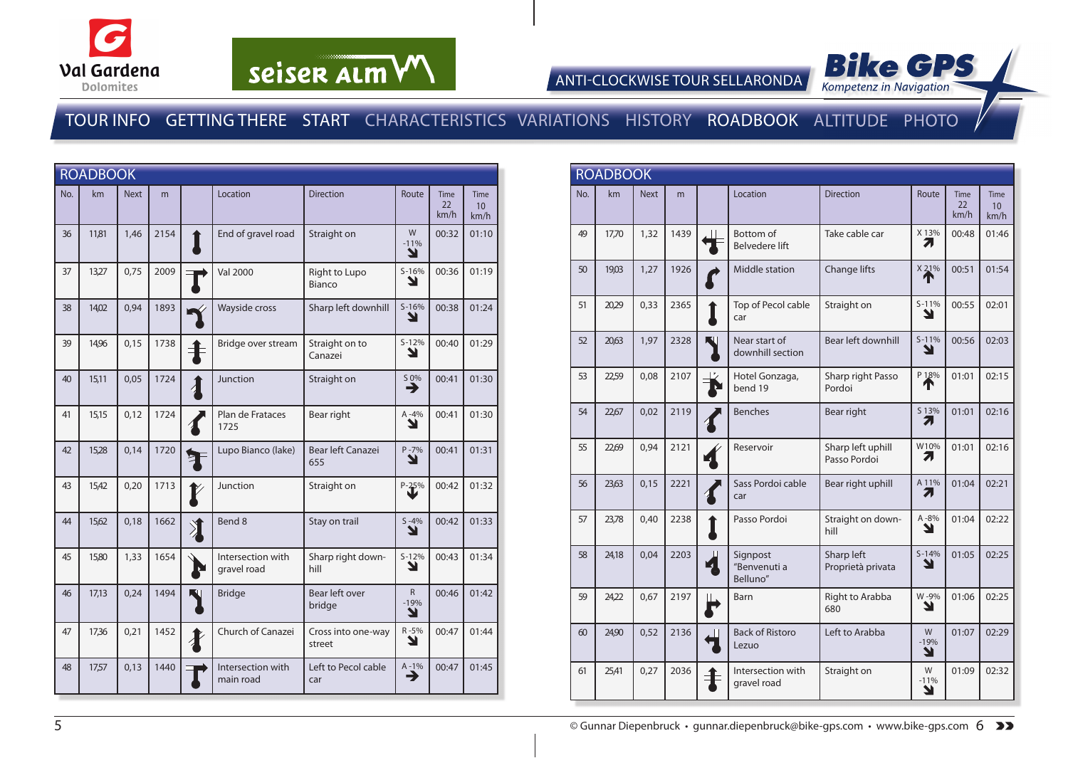ANTI-CLOCKWISE TOUR SELLARONDA

TOUR INFO GETTING THERE START CHARACTERISTICS VARIATIONS HISTORY ROADBOOK ALTITUDE PHOTO

## ROADBOOK

| No. | km | Next | m | | Location | Direction | Route | Time 22 km/h | Time 10 km/h |
|---|---|---|---|---|---|---|---|---|---|
| 36 | 11,81 | 1,46 | 2154 | | End of gravel road | Straight on | W -11% | 00:32 | 01:10 |
| 37 | 13,27 | 0,75 | 2009 | | Val 2000 | Right to Lupo Bianco | S -16% | 00:36 | 01:19 |
| 38 | 14,02 | 0,94 | 1893 | | Wayside cross | Sharp left downhill | S -16% | 00:38 | 01:24 |
| 39 | 14,96 | 0,15 | 1738 | | Bridge over stream | Straight on to Canazei | S -12% | 00:40 | 01:29 |
| 40 | 15,11 | 0,05 | 1724 | | Junction | Straight on | S 0% | 00:41 | 01:30 |
| 41 | 15,15 | 0,12 | 1724 | | Plan de Fraces 1725 | Bear right | A -4% | 00:41 | 01:30 |
| 42 | 15,28 | 0,14 | 1720 | | Lupo Bianco (lake) | Bear left Canazei 655 | P -7% | 00:41 | 01:31 |
| 43 | 15,42 | 0,20 | 1713 | | Junction | Straight on | P -25% | 00:42 | 01:32 |
| 44 | 15,62 | 0,18 | 1662 | | Bend 8 | Stay on trail | S -4% | 00:42 | 01:33 |
| 45 | 15,80 | 1,33 | 1654 | | Intersection with gravel road | Sharp right downhill | S -12% | 00:43 | 01:34 |
| 46 | 17,13 | 0,24 | 1494 | | Bridge | Bear left over bridge | R -19% | 00:46 | 01:42 |
| 47 | 17,36 | 0,21 | 1452 | | Church of Canazei | Cross into one-way street | R -5% | 00:47 | 01:44 |
| 48 | 17,57 | 0,13 | 1440 | | Intersection with main road | Left to Pecol cable car | A -1% | 00:47 | 01:45 |

## ROADBOOK

| No. | km | Next | m | | Location | Direction | Route | Time 22 km/h | Time 10 km/h |
|---|---|---|---|---|---|---|---|---|---|
| 49 | 17,70 | 1,32 | 1439 | | Bottom of Belvedere lift | Take cable car | X 13% | 00:48 | 01:46 |
| 50 | 19,03 | 1,27 | 1926 | | Middle station | Change lifts | X 21% | 00:51 | 01:54 |
| 51 | 20,29 | 0,33 | 2365 | | Top of Pecol cable car | Straight on | S -11% | 00:55 | 02:01 |
| 52 | 20,63 | 1,97 | 2328 | | Near start of downhill section | Bear left downhill | S -11% | 00:56 | 02:03 |
| 53 | 22,59 | 0,08 | 2107 | | Hotel Gonzaga, bend 19 | Sharp right Passo Pordoi | P 18% | 01:01 | 02:15 |
| 54 | 22,67 | 0,02 | 2119 | | Benches | Bear right | S 13% | 01:01 | 02:16 |
| 55 | 22,69 | 0,94 | 2121 | | Reservoir | Sharp left uphill Passo Pordoi | W 10% | 01:01 | 02:16 |
| 56 | 23,63 | 0,15 | 2221 | | Sass Pordoi cable car | Bear right uphill | A 11% | 01:04 | 02:21 |
| 57 | 23,78 | 0,40 | 2238 | | Passo Pordoi | Straight on downhill | A -8% | 01:04 | 02:22 |
| 58 | 24,18 | 0,04 | 2203 | | Signpost "Benvenuti a Belluno" | Sharp left Proprietà privata | S -14% | 01:05 | 02:25 |
| 59 | 24,22 | 0,67 | 2197 | | Barn | Right to Arabba 680 | W -9% | 01:06 | 02:25 |
| 60 | 24,90 | 0,52 | 2136 | | Back of Ristoro Lezuo | Left to Arabba | W -19% | 01:07 | 02:29 |
| 61 | 25,41 | 0,27 | 2036 | | Intersection with gravel road | Straight on | W -11% | 01:09 | 02:32 |

© Gunnar Diepenbruck • gunnar.diepenbruck@bike-gps.com • www.bike-gps.com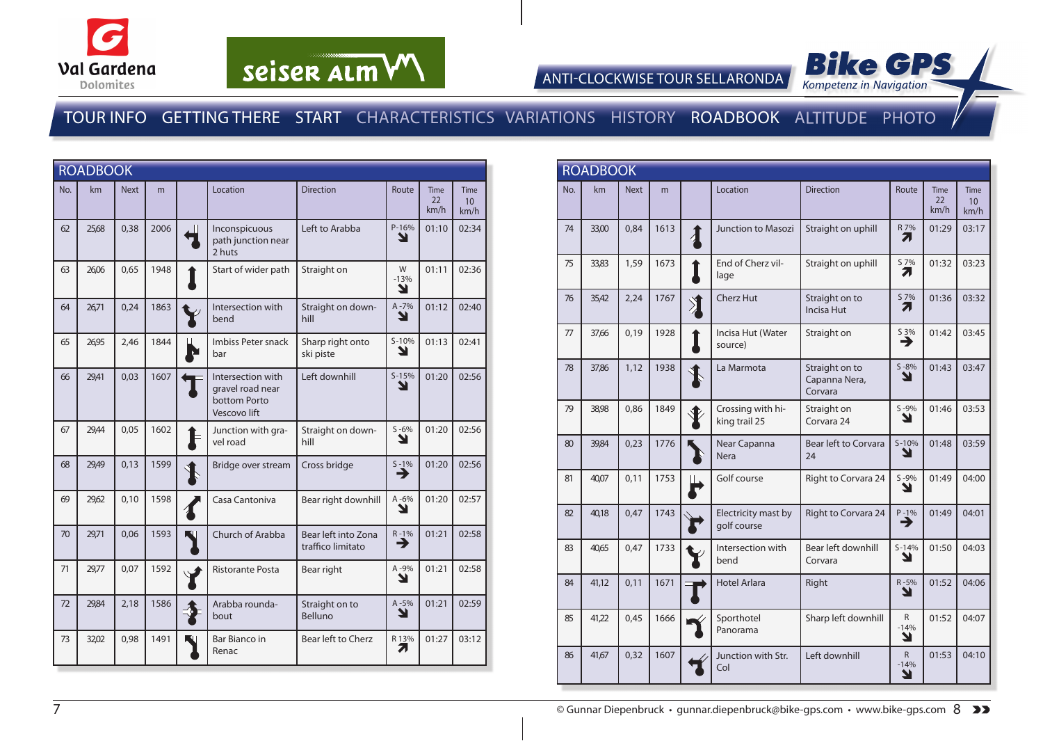ANTI-CLOCKWISE TOUR SELLARONDA

TOUR INFO GETTING THERE START CHARACTERISTICS VARIATIONS HISTORY ROADBOOK ALTITUDE PHOTO

## ROADBOOK

| No. | km | Next | m | | Location | Direction | Route | Time 22 km/h | Time 10 km/h |
|---|---|---|---|---|---|---|---|---|---|
| 62 | 25,68 | 0,38 | 2006 | | Inconspicuous path junction near 2 huts | Left to Arabba | P -16% | 01:10 | 02:34 |
| 63 | 26,06 | 0,65 | 1948 | | Start of wider path | Straight on | W -13% | 01:11 | 02:36 |
| 64 | 26,71 | 0,24 | 1863 | | Intersection with bend | Straight on downhill | A -7% | 01:12 | 02:40 |
| 65 | 26,95 | 2,46 | 1844 | | Imbiss Peter snack bar | Sharp right onto ski piste | S -10% | 01:13 | 02:41 |
| 66 | 29,41 | 0,03 | 1607 | | Intersection with gravel road near bottom Porto Vescovo lift | Left downhill | S -15% | 01:20 | 02:56 |
| 67 | 29,44 | 0,05 | 1602 | | Junction with gravel road | Straight on downhill | S -6% | 01:20 | 02:56 |
| 68 | 29,49 | 0,13 | 1599 | | Bridge over stream | Cross bridge | S -1% | 01:20 | 02:56 |
| 69 | 29,62 | 0,10 | 1598 | | Casa Cantoniva | Bear right downhill | A -6% | 01:20 | 02:57 |
| 70 | 29,71 | 0,06 | 1593 | | Church of Arabba | Bear left into Zona traffico limitato | R -1% | 01:21 | 02:58 |
| 71 | 29,77 | 0,07 | 1592 | | Ristorante Posta | Bear right | A -9% | 01:21 | 02:58 |
| 72 | 29,84 | 2,18 | 1586 | | Arabba roundabout | Straight on to Belluno | A -5% | 01:21 | 02:59 |
| 73 | 32,02 | 0,98 | 1491 | | Bar Bianco in Renac | Bear left to Cherz | R 13% | 01:27 | 03:12 |

## ROADBOOK

| No. | km | Next | m | | Location | Direction | Route | Time 22 km/h | Time 10 km/h |
|---|---|---|---|---|---|---|---|---|---|
| 74 | 33,00 | 0,84 | 1613 | | Junction to Masozi | Straight on uphill | R 7% | 01:29 | 03:17 |
| 75 | 33,83 | 1,59 | 1673 | | End of Cherz village | Straight on uphill | S 7% | 01:32 | 03:23 |
| 76 | 35,42 | 2,24 | 1767 | | Cherz Hut | Straight on to Incisa Hut | S 7% | 01:36 | 03:32 |
| 77 | 37,66 | 0,19 | 1928 | | Incisa Hut (Water source) | Straight on | S 3% | 01:42 | 03:45 |
| 78 | 37,86 | 1,12 | 1938 | | La Marmota | Straight on to Capanna Nera, Corvara | S -8% | 01:43 | 03:47 |
| 79 | 38,98 | 0,86 | 1849 | | Crossing with hiking trail 25 | Straight on Corvara 24 | S -9% | 01:46 | 03:53 |
| 80 | 39,84 | 0,23 | 1776 | | Near Capanna Nera | Bear left to Corvara 24 | S -10% | 01:48 | 03:59 |
| 81 | 40,07 | 0,11 | 1753 | | Golf course | Right to Corvara 24 | S -9% | 01:49 | 04:00 |
| 82 | 40,18 | 0,47 | 1743 | | Electricity mast by golf course | Right to Corvara 24 | P -1% | 01:49 | 04:01 |
| 83 | 40,65 | 0,47 | 1733 | | Intersection with bend | Bear left downhill Corvara | S -14% | 01:50 | 04:03 |
| 84 | 41,12 | 0,11 | 1671 | | Hotel Arlara | Right | R -5% | 01:52 | 04:06 |
| 85 | 41,22 | 0,45 | 1666 | | Sporthotel Panorama | Sharp left downhill | R -14% | 01:52 | 04:07 |
| 86 | 41,67 | 0,32 | 1607 | | Junction with Str. Col | Left downhill | R -14% | 01:53 | 04:10 |

© Gunnar Diepenbruck • gunnar.diepenbruck@bike-gps.com • www.bike-gps.com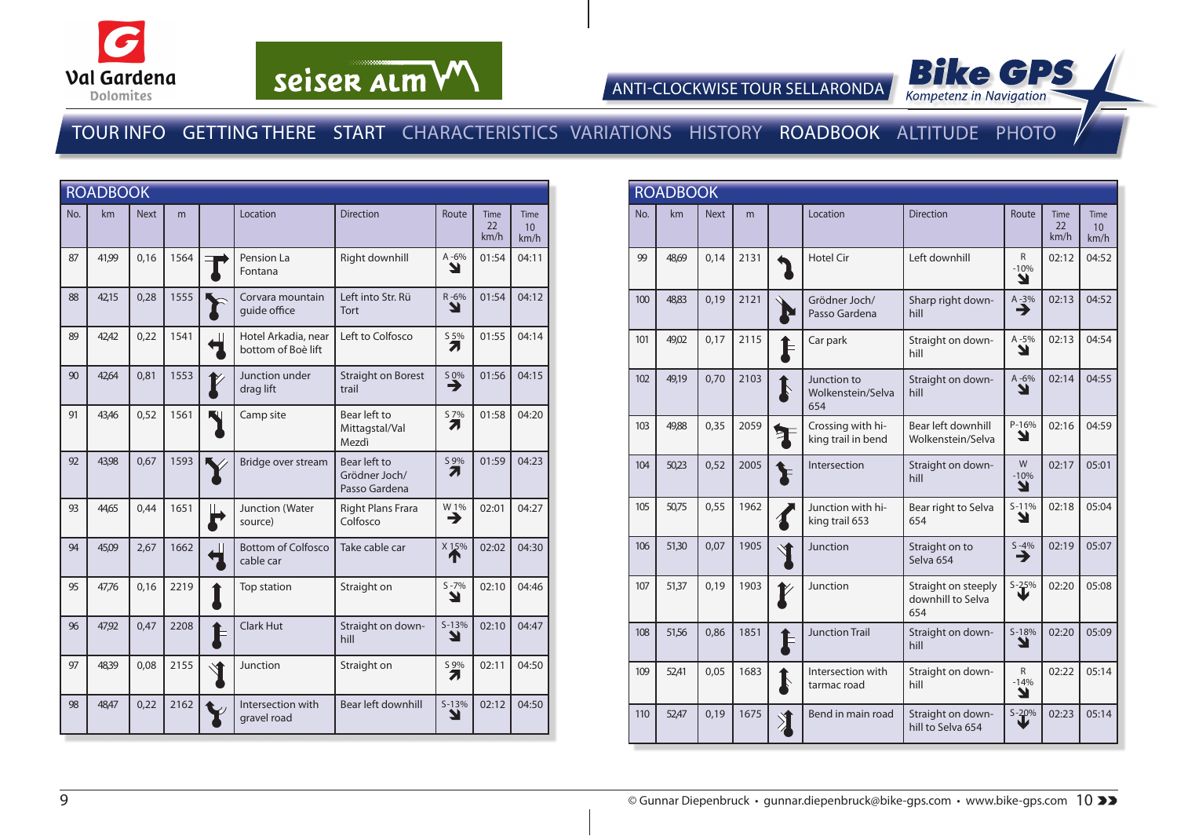ANTI-CLOCKWISE TOUR SELLARONDA

TOUR INFO GETTING THERE START CHARACTERISTICS VARIATIONS HISTORY ROADBOOK ALTITUDE PHOTO

## ROADBOOK

| No. | km | Next | m | | Location | Direction | Route | Time 22 km/h | Time 10 km/h |
|---|---|---|---|---|---|---|---|---|---|
| 87 | 41,99 | 0,16 | 1564 | | Pension La Fontana | Right downhill | A -6% ↘ | 01:54 | 04:11 |
| 88 | 42,15 | 0,28 | 1555 | | Corvara mountain guide office | Left into Str. Rü Tort | R -6% ↘ | 01:54 | 04:12 |
| 89 | 42,42 | 0,22 | 1541 | | Hotel Arkadia, near bottom of Boè lift | Left to Colfosco | S 5% ↗ | 01:55 | 04:14 |
| 90 | 42,64 | 0,81 | 1553 | | Junction under drag lift | Straight on Borest trail | S 0% → | 01:56 | 04:15 |
| 91 | 43,46 | 0,52 | 1561 | | Camp site | Bear left to Mittagstal/Val Mezdì | S 7% ↗ | 01:58 | 04:20 |
| 92 | 43,98 | 0,67 | 1593 | | Bridge over stream | Bear left to Grödner Joch/ Passo Gardena | S 9% ↗ | 01:59 | 04:23 |
| 93 | 44,65 | 0,44 | 1651 | | Junction (Water source) | Right Plans Frara Colfosco | W 1% → | 02:01 | 04:27 |
| 94 | 45,09 | 2,67 | 1662 | | Bottom of Colfosco cable car | Take cable car | X 15% ↑ | 02:02 | 04:30 |
| 95 | 47,76 | 0,16 | 2219 | | Top station | Straight on | S -7% ↘ | 02:10 | 04:46 |
| 96 | 47,92 | 0,47 | 2208 | | Clark Hut | Straight on downhill | S-13% ↘ | 02:10 | 04:47 |
| 97 | 48,39 | 0,08 | 2155 | | Junction | Straight on | S 9% ↗ | 02:11 | 04:50 |
| 98 | 48,47 | 0,22 | 2162 | | Intersection with gravel road | Bear left downhill | S-13% ↘ | 02:12 | 04:50 |
| 99 | 48,69 | 0,14 | 2131 | | Hotel Cir | Left downhill | R -10% ↘ | 02:12 | 04:52 |
| 100 | 48,83 | 0,19 | 2121 | | Grödner Joch/ Passo Gardena | Sharp right downhill | A -3% → | 02:13 | 04:52 |
| 101 | 49,02 | 0,17 | 2115 | | Car park | Straight on downhill | A -5% ↘ | 02:13 | 04:54 |
| 102 | 49,19 | 0,70 | 2103 | | Junction to Wolkenstein/Selva 654 | Straight on downhill | A -6% ↘ | 02:14 | 04:55 |
| 103 | 49,88 | 0,35 | 2059 | | Crossing with hiking trail in bend | Bear left downhill Wolkenstein/Selva | P-16% ↘ | 02:16 | 04:59 |
| 104 | 50,23 | 0,52 | 2005 | | Intersection | Straight on downhill | W -10% ↘ | 02:17 | 05:01 |
| 105 | 50,75 | 0,55 | 1962 | | Junction with hiking trail 653 | Bear right to Selva 654 | S-11% ↘ | 02:18 | 05:04 |
| 106 | 51,30 | 0,07 | 1905 | | Junction | Straight on to Selva 654 | S -4% → | 02:19 | 05:07 |
| 107 | 51,37 | 0,19 | 1903 | | Junction | Straight on steeply downhill to Selva 654 | S-25% ↓ | 02:20 | 05:08 |
| 108 | 51,56 | 0,86 | 1851 | | Junction Trail | Straight on downhill | S-18% ↘ | 02:20 | 05:09 |
| 109 | 52,41 | 0,05 | 1683 | | Intersection with tarmac road | Straight on downhill | R -14% ↘ | 02:22 | 05:14 |
| 110 | 52,47 | 0,19 | 1675 | | Bend in main road | Straight on downhill to Selva 654 | S-20% ↓ | 02:23 | 05:14 |

© Gunnar Diepenbruck • gunnar.diepenbruck@bike-gps.com • www.bike-gps.com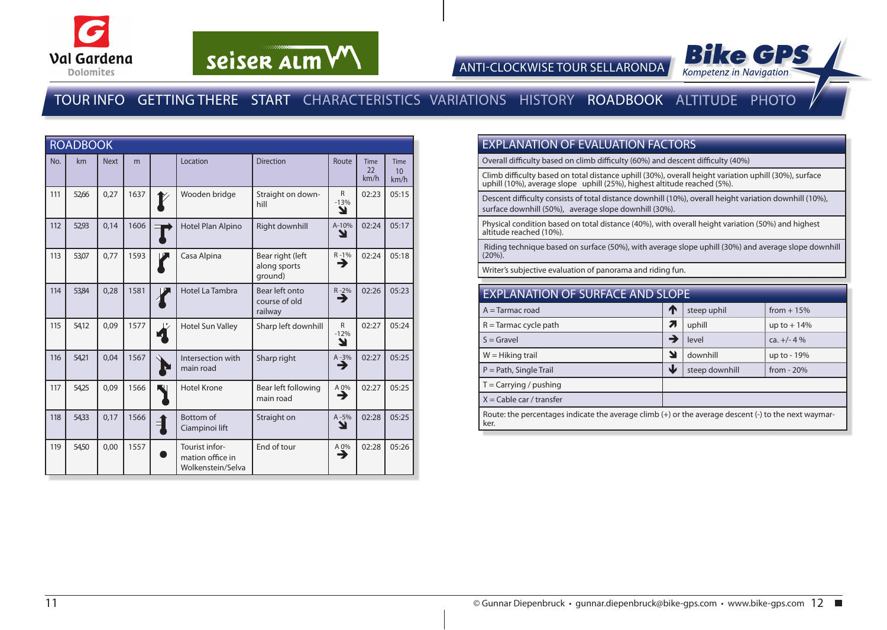ANTI-CLOCKWISE TOUR SELLARONDA

TOUR INFO GETTING THERE START CHARACTERISTICS VARIATIONS HISTORY ROADBOOK ALTITUDE PHOTO

## ROADBOOK

| No. | km | Next | m | | Location | Direction | Route | Time 22 km/h | Time 10 km/h |
|---|---|---|---|---|---|---|---|---|---|
| 111 | 52,66 | 0,27 | 1637 | | Wooden bridge | Straight on downhill | R -13% ↘ | 02:23 | 05:15 |
| 112 | 52,93 | 0,14 | 1606 | | Hotel Plan Alpino | Right downhill | A -10% ↘ | 02:24 | 05:17 |
| 113 | 53,07 | 0,77 | 1593 | | Casa Alpina | Bear right (left along sports ground) | R -1% → | 02:24 | 05:18 |
| 114 | 53,84 | 0,28 | 1581 | | Hotel La Tambra | Bear left onto course of old railway | R -2% → | 02:26 | 05:23 |
| 115 | 54,12 | 0,09 | 1577 | | Hotel Sun Valley | Sharp left downhill | R -12% ↘ | 02:27 | 05:24 |
| 116 | 54,21 | 0,04 | 1567 | | Intersection with main road | Sharp right | A -3% → | 02:27 | 05:25 |
| 117 | 54,25 | 0,09 | 1566 | | Hotel Krone | Bear left following main road | A 0% → | 02:27 | 05:25 |
| 118 | 54,33 | 0,17 | 1566 | | Bottom of Ciampinoi lift | Straight on | A -5% ↘ | 02:28 | 05:25 |
| 119 | 54,50 | 0,00 | 1557 | ● | Tourist information office in Wolkenstein/Selva | End of tour | A 0% → | 02:28 | 05:26 |

## EXPLANATION OF EVALUATION FACTORS

Overall difficulty based on climb difficulty (60%) and descent difficulty (40%)

Climb difficulty based on total distance uphill (30%), overall height variation uphill (30%), surface uphill (10%), average slope uphill (25%), highest altitude reached (5%).

Descent difficulty consists of total distance downhill (10%), overall height variation downhill (10%), surface downhill (50%), average slope downhill (30%).

Physical condition based on total distance (40%), with overall height variation (50%) and highest altitude reached (10%).

Riding technique based on surface (50%), with average slope uphill (30%) and average slope downhill (20%).

Writer's subjective evaluation of panorama and riding fun.

## EXPLANATION OF SURFACE AND SLOPE

| | | | |
|---|---|---|---|
| A = Tarmac road | ↑ | steep uphil | from + 15% |
| R = Tarmac cycle path | ↗ | uphill | up to + 14% |
| S = Gravel | → | level | ca. +/- 4 % |
| W = Hiking trail | ↘ | downhill | up to - 19% |
| P = Path, Single Trail | ↓ | steep downhill | from - 20% |
| T = Carrying / pushing | | | |
| X = Cable car / transfer | | | |

Route: the percentages indicate the average climb (+) or the average descent (-) to the next waymarker.

© Gunnar Diepenbruck • gunnar.diepenbruck@bike-gps.com • www.bike-gps.com